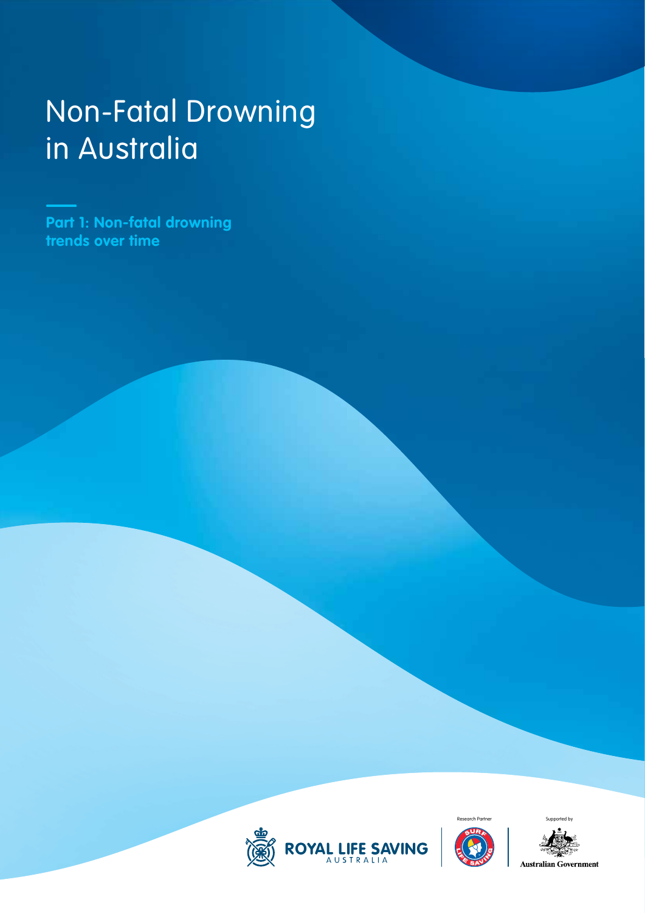# Non-Fatal Drowning in Australia

**Part 1: Non-fatal drowning trends over time**

ROYAL LIFE SAVING AUSTRALIA

Research Partner

Supported by

Australian Government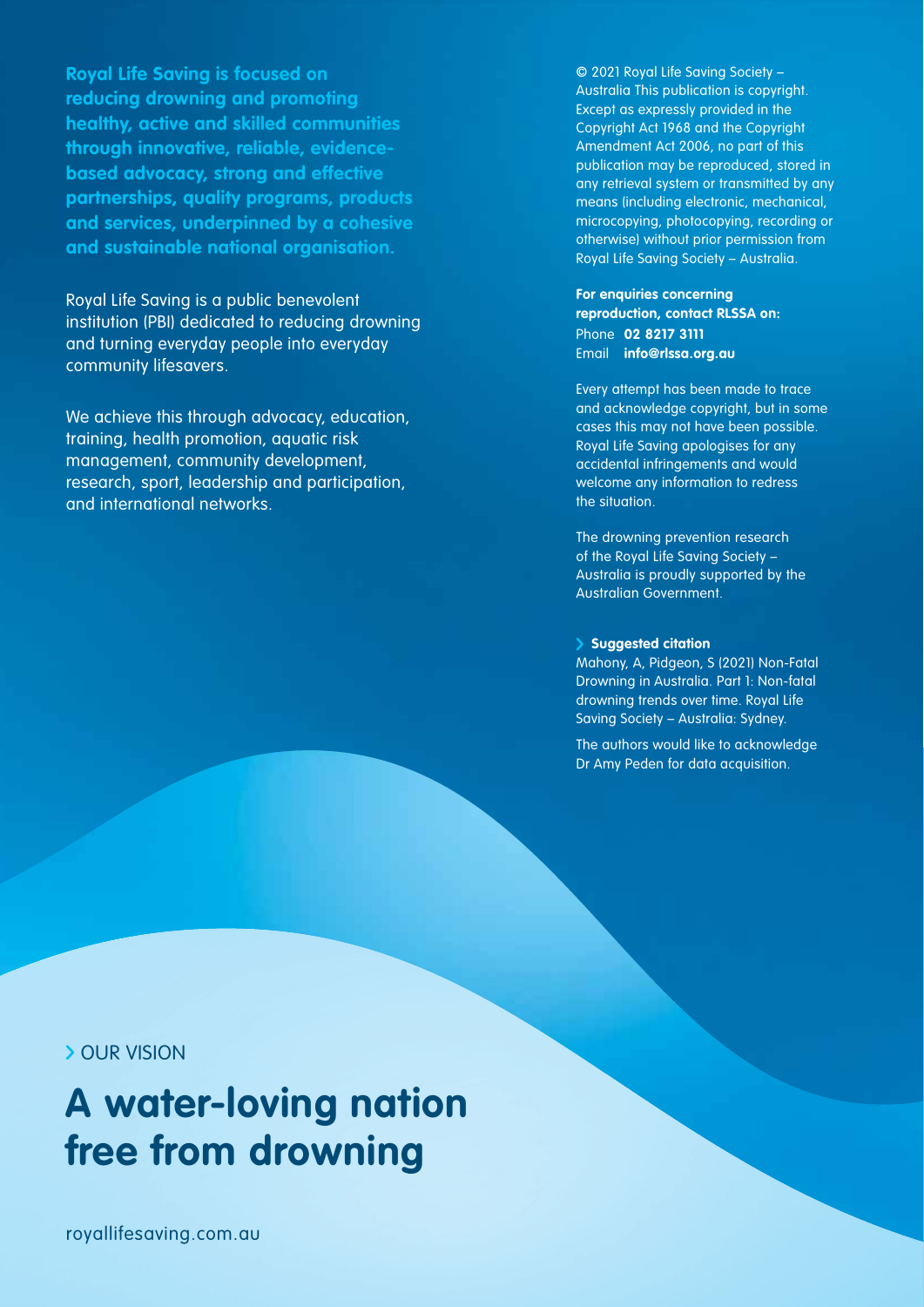**Royal Life Saving is focused on reducing drowning and promoting healthy, active and skilled communities through innovative, reliable, evidence-based advocacy, strong and effective partnerships, quality programs, products and services, underpinned by a cohesive and sustainable national organisation.**

Royal Life Saving is a public benevolent institution (PBI) dedicated to reducing drowning and turning everyday people into everyday community lifesavers.

We achieve this through advocacy, education, training, health promotion, aquatic risk management, community development, research, sport, leadership and participation, and international networks.

© 2021 Royal Life Saving Society – Australia This publication is copyright. Except as expressly provided in the Copyright Act 1968 and the Copyright Amendment Act 2006, no part of this publication may be reproduced, stored in any retrieval system or transmitted by any means (including electronic, mechanical, microcopying, photocopying, recording or otherwise) without prior permission from Royal Life Saving Society – Australia.

**For enquiries concerning reproduction, contact RLSSA on:**
Phone **02 8217 3111**
Email **info@rlssa.org.au**

Every attempt has been made to trace and acknowledge copyright, but in some cases this may not have been possible. Royal Life Saving apologises for any accidental infringements and would welcome any information to redress the situation.

The drowning prevention research of the Royal Life Saving Society – Australia is proudly supported by the Australian Government.

**Suggested citation**
Mahony, A, Pidgeon, S (2021) Non-Fatal Drowning in Australia. Part 1: Non-fatal drowning trends over time. Royal Life Saving Society – Australia: Sydney.

The authors would like to acknowledge Dr Amy Peden for data acquisition.

OUR VISION

# A water-loving nation free from drowning

royallifesaving.com.au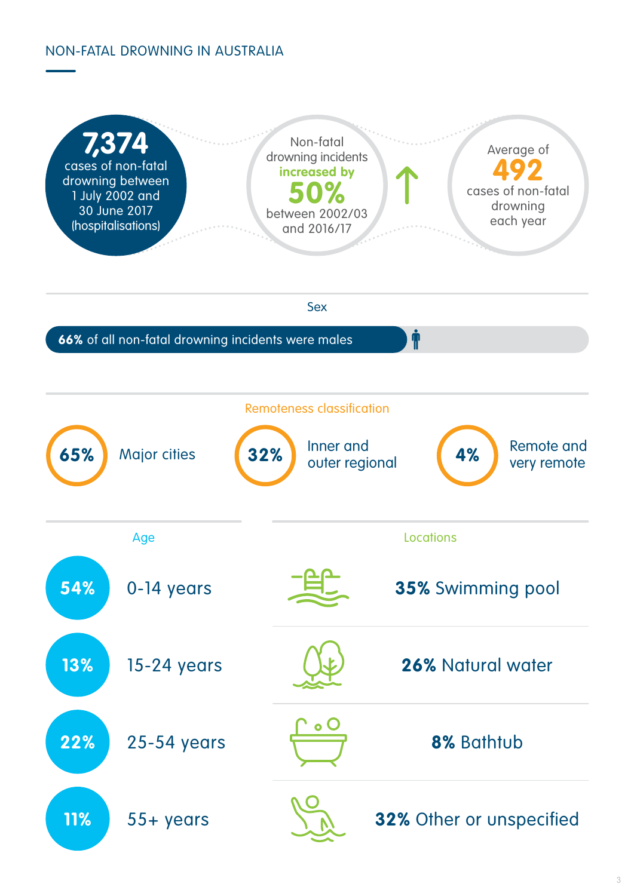# NON-FATAL DROWNING IN AUSTRALIA

**7,374** cases of non-fatal drowning between 1 July 2002 and 30 June 2017 (hospitalisations)

Non-fatal drowning incidents **increased by 50%** between 2002/03 and 2016/17

Average of **492** cases of non-fatal drowning each year

## Sex

**66%** of all non-fatal drowning incidents were males

## Remoteness classification

- **65%** Major cities
- **32%** Inner and outer regional
- **4%** Remote and very remote

## Age

- **54%** 0-14 years
- **13%** 15-24 years
- **22%** 25-54 years
- **11%** 55+ years

## Locations

- **35%** Swimming pool
- **26%** Natural water
- **8%** Bathtub
- **32%** Other or unspecified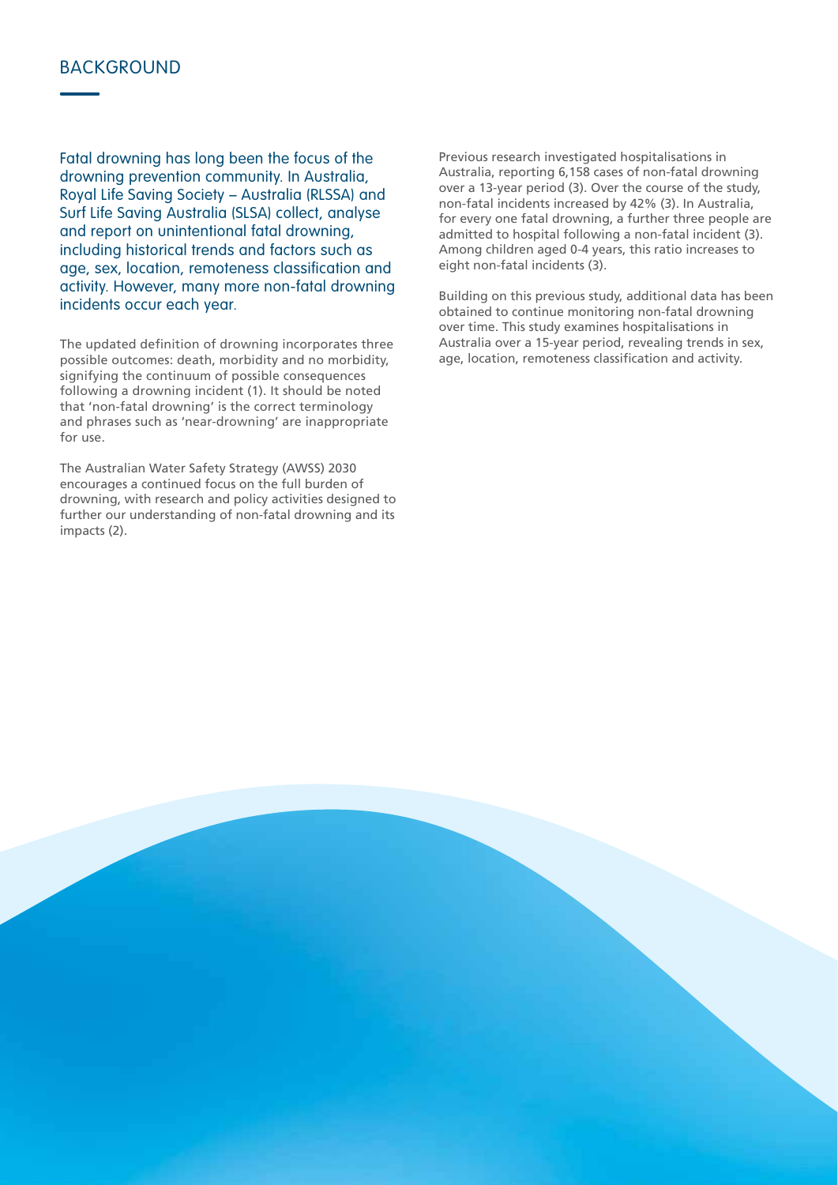## BACKGROUND

Fatal drowning has long been the focus of the drowning prevention community. In Australia, Royal Life Saving Society – Australia (RLSSA) and Surf Life Saving Australia (SLSA) collect, analyse and report on unintentional fatal drowning, including historical trends and factors such as age, sex, location, remoteness classification and activity. However, many more non-fatal drowning incidents occur each year.

The updated definition of drowning incorporates three possible outcomes: death, morbidity and no morbidity, signifying the continuum of possible consequences following a drowning incident (1). It should be noted that 'non-fatal drowning' is the correct terminology and phrases such as 'near-drowning' are inappropriate for use.

The Australian Water Safety Strategy (AWSS) 2030 encourages a continued focus on the full burden of drowning, with research and policy activities designed to further our understanding of non-fatal drowning and its impacts (2).

Previous research investigated hospitalisations in Australia, reporting 6,158 cases of non-fatal drowning over a 13-year period (3). Over the course of the study, non-fatal incidents increased by 42% (3). In Australia, for every one fatal drowning, a further three people are admitted to hospital following a non-fatal incident (3). Among children aged 0-4 years, this ratio increases to eight non-fatal incidents (3).

Building on this previous study, additional data has been obtained to continue monitoring non-fatal drowning over time. This study examines hospitalisations in Australia over a 15-year period, revealing trends in sex, age, location, remoteness classification and activity.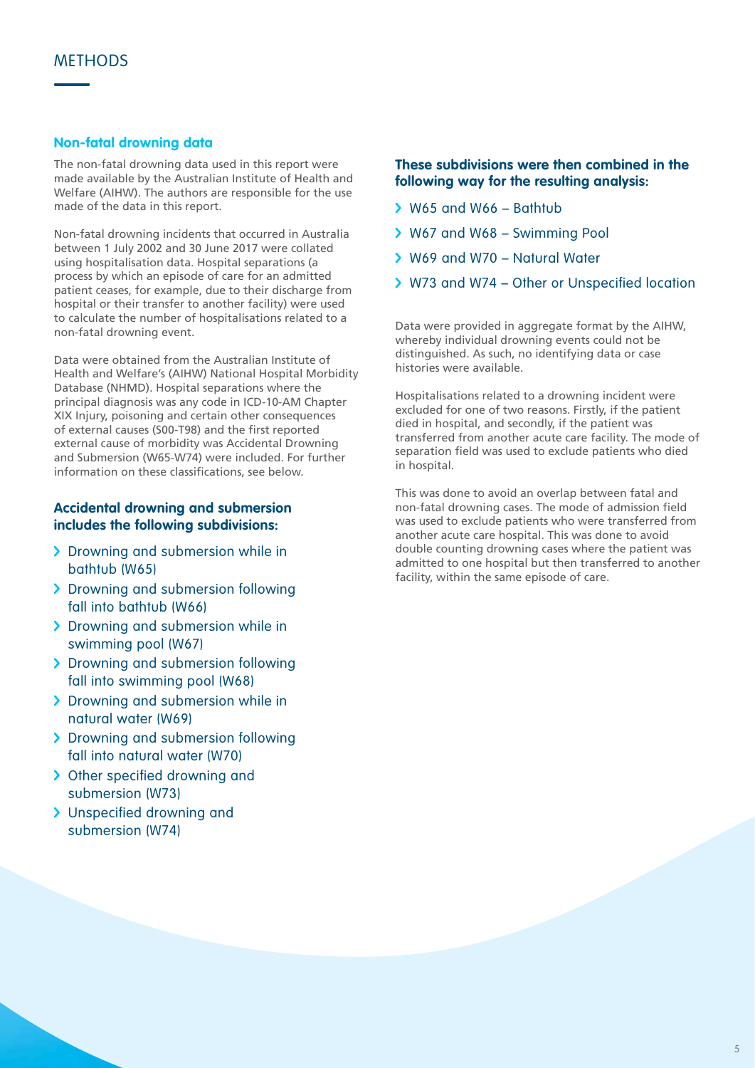# METHODS

## Non-fatal drowning data

The non-fatal drowning data used in this report were made available by the Australian Institute of Health and Welfare (AIHW). The authors are responsible for the use made of the data in this report.

Non-fatal drowning incidents that occurred in Australia between 1 July 2002 and 30 June 2017 were collated using hospitalisation data. Hospital separations (a process by which an episode of care for an admitted patient ceases, for example, due to their discharge from hospital or their transfer to another facility) were used to calculate the number of hospitalisations related to a non-fatal drowning event.

Data were obtained from the Australian Institute of Health and Welfare's (AIHW) National Hospital Morbidity Database (NHMD). Hospital separations where the principal diagnosis was any code in ICD-10-AM Chapter XIX Injury, poisoning and certain other consequences of external causes (S00-T98) and the first reported external cause of morbidity was Accidental Drowning and Submersion (W65-W74) were included. For further information on these classifications, see below.

### Accidental drowning and submersion includes the following subdivisions:

- Drowning and submersion while in bathtub (W65)
- Drowning and submersion following fall into bathtub (W66)
- Drowning and submersion while in swimming pool (W67)
- Drowning and submersion following fall into swimming pool (W68)
- Drowning and submersion while in natural water (W69)
- Drowning and submersion following fall into natural water (W70)
- Other specified drowning and submersion (W73)
- Unspecified drowning and submersion (W74)

### These subdivisions were then combined in the following way for the resulting analysis:

- W65 and W66 – Bathtub
- W67 and W68 – Swimming Pool
- W69 and W70 – Natural Water
- W73 and W74 – Other or Unspecified location

Data were provided in aggregate format by the AIHW, whereby individual drowning events could not be distinguished. As such, no identifying data or case histories were available.

Hospitalisations related to a drowning incident were excluded for one of two reasons. Firstly, if the patient died in hospital, and secondly, if the patient was transferred from another acute care facility. The mode of separation field was used to exclude patients who died in hospital.

This was done to avoid an overlap between fatal and non-fatal drowning cases. The mode of admission field was used to exclude patients who were transferred from another acute care hospital. This was done to avoid double counting drowning cases where the patient was admitted to one hospital but then transferred to another facility, within the same episode of care.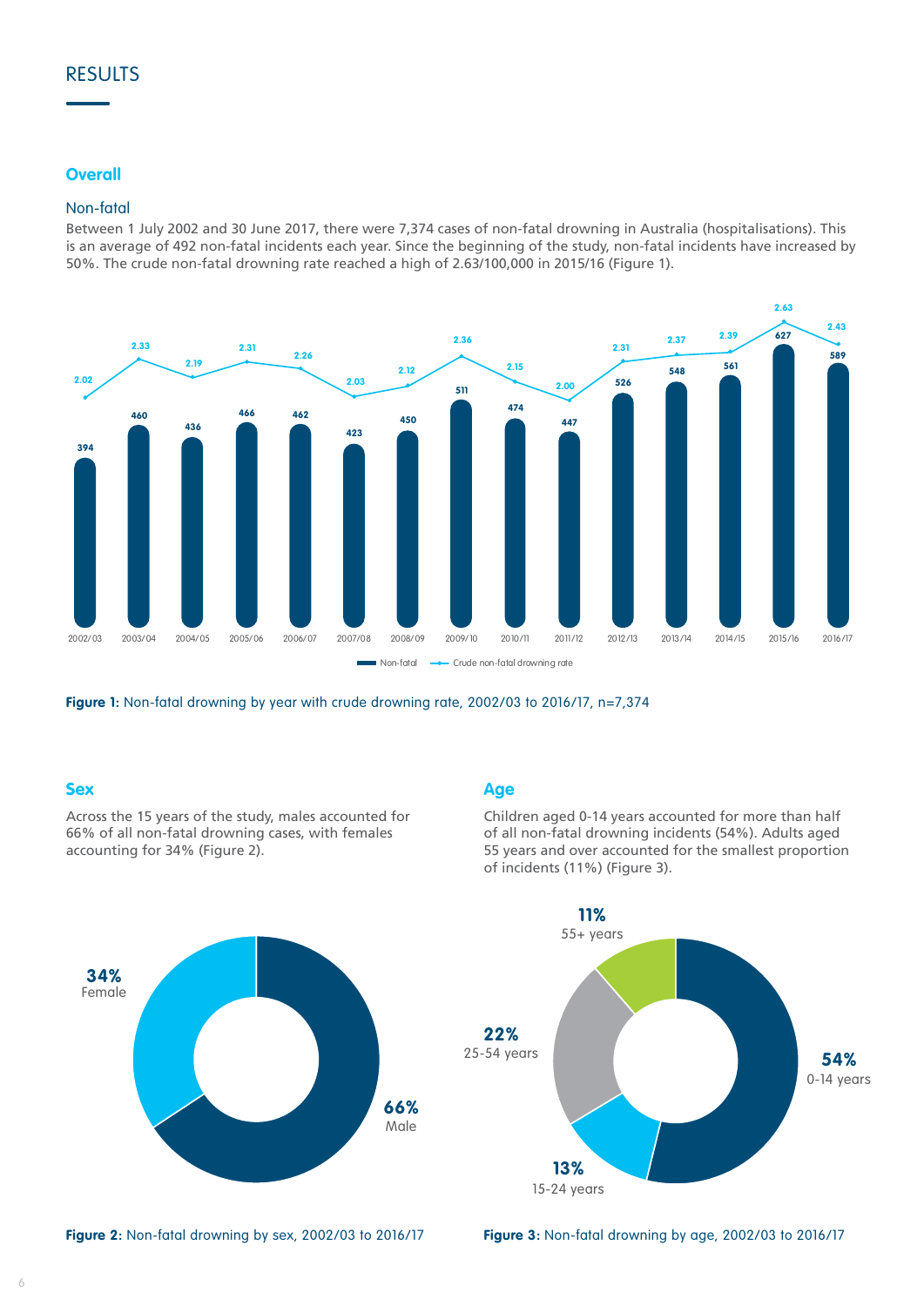# RESULTS

## Overall

### Non-fatal

Between 1 July 2002 and 30 June 2017, there were 7,374 cases of non-fatal drowning in Australia (hospitalisations). This is an average of 492 non-fatal incidents each year. Since the beginning of the study, non-fatal incidents have increased by 50%. The crude non-fatal drowning rate reached a high of 2.63/100,000 in 2015/16 (Figure 1).

| Year | Non-fatal | Crude non-fatal drowning rate |
|---|---|---|
| 2002/03 | 394 | 2.02 |
| 2003/04 | 460 | 2.33 |
| 2004/05 | 436 | 2.19 |
| 2005/06 | 466 | 2.31 |
| 2006/07 | 462 | 2.26 |
| 2007/08 | 423 | 2.03 |
| 2008/09 | 450 | 2.12 |
| 2009/10 | 511 | 2.36 |
| 2010/11 | 474 | 2.15 |
| 2011/12 | 447 | 2.00 |
| 2012/13 | 526 | 2.31 |
| 2013/14 | 548 | 2.37 |
| 2014/15 | 561 | 2.39 |
| 2015/16 | 627 | 2.63 |
| 2016/17 | 589 | 2.43 |

**Figure 1:** Non-fatal drowning by year with crude drowning rate, 2002/03 to 2016/17, n=7,374

## Sex

Across the 15 years of the study, males accounted for 66% of all non-fatal drowning cases, with females accounting for 34% (Figure 2).

| Sex | Percentage |
|---|---|
| Male | 66% |
| Female | 34% |

**Figure 2:** Non-fatal drowning by sex, 2002/03 to 2016/17

## Age

Children aged 0-14 years accounted for more than half of all non-fatal drowning incidents (54%). Adults aged 55 years and over accounted for the smallest proportion of incidents (11%) (Figure 3).

| Age | Percentage |
|---|---|
| 0-14 years | 54% |
| 15-24 years | 13% |
| 25-54 years | 22% |
| 55+ years | 11% |

**Figure 3:** Non-fatal drowning by age, 2002/03 to 2016/17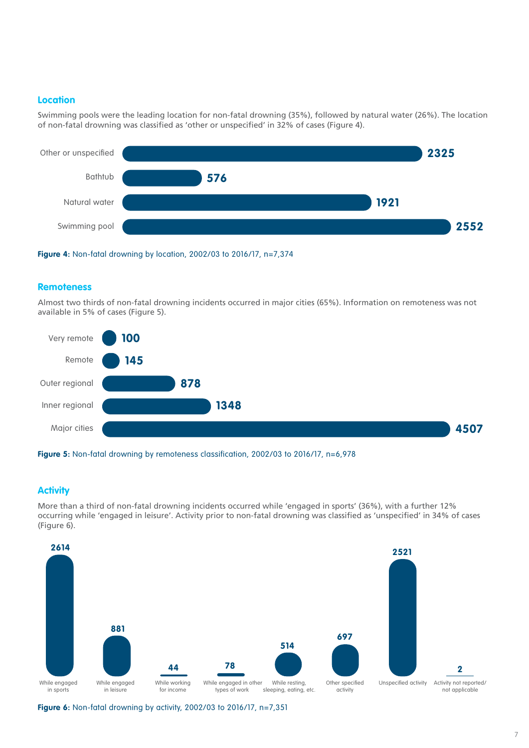### Location

Swimming pools were the leading location for non-fatal drowning (35%), followed by natural water (26%). The location of non-fatal drowning was classified as 'other or unspecified' in 32% of cases (Figure 4).

| Location | Count |
|---|---|
| Other or unspecified | 2325 |
| Bathtub | 576 |
| Natural water | 1921 |
| Swimming pool | 2552 |

**Figure 4:** Non-fatal drowning by location, 2002/03 to 2016/17, n=7,374

### Remoteness

Almost two thirds of non-fatal drowning incidents occurred in major cities (65%). Information on remoteness was not available in 5% of cases (Figure 5).

| Remoteness | Count |
|---|---|
| Very remote | 100 |
| Remote | 145 |
| Outer regional | 878 |
| Inner regional | 1348 |
| Major cities | 4507 |

**Figure 5:** Non-fatal drowning by remoteness classification, 2002/03 to 2016/17, n=6,978

### Activity

More than a third of non-fatal drowning incidents occurred while 'engaged in sports' (36%), with a further 12% occurring while 'engaged in leisure'. Activity prior to non-fatal drowning was classified as 'unspecified' in 34% of cases (Figure 6).

| Activity | Count |
|---|---|
| While engaged in sports | 2614 |
| While engaged in leisure | 881 |
| While working for income | 44 |
| While engaged in other types of work | 78 |
| While resting, sleeping, eating, etc. | 514 |
| Other specified activity | 697 |
| Unspecified activity | 2521 |
| Activity not reported/not applicable | 2 |

**Figure 6:** Non-fatal drowning by activity, 2002/03 to 2016/17, n=7,351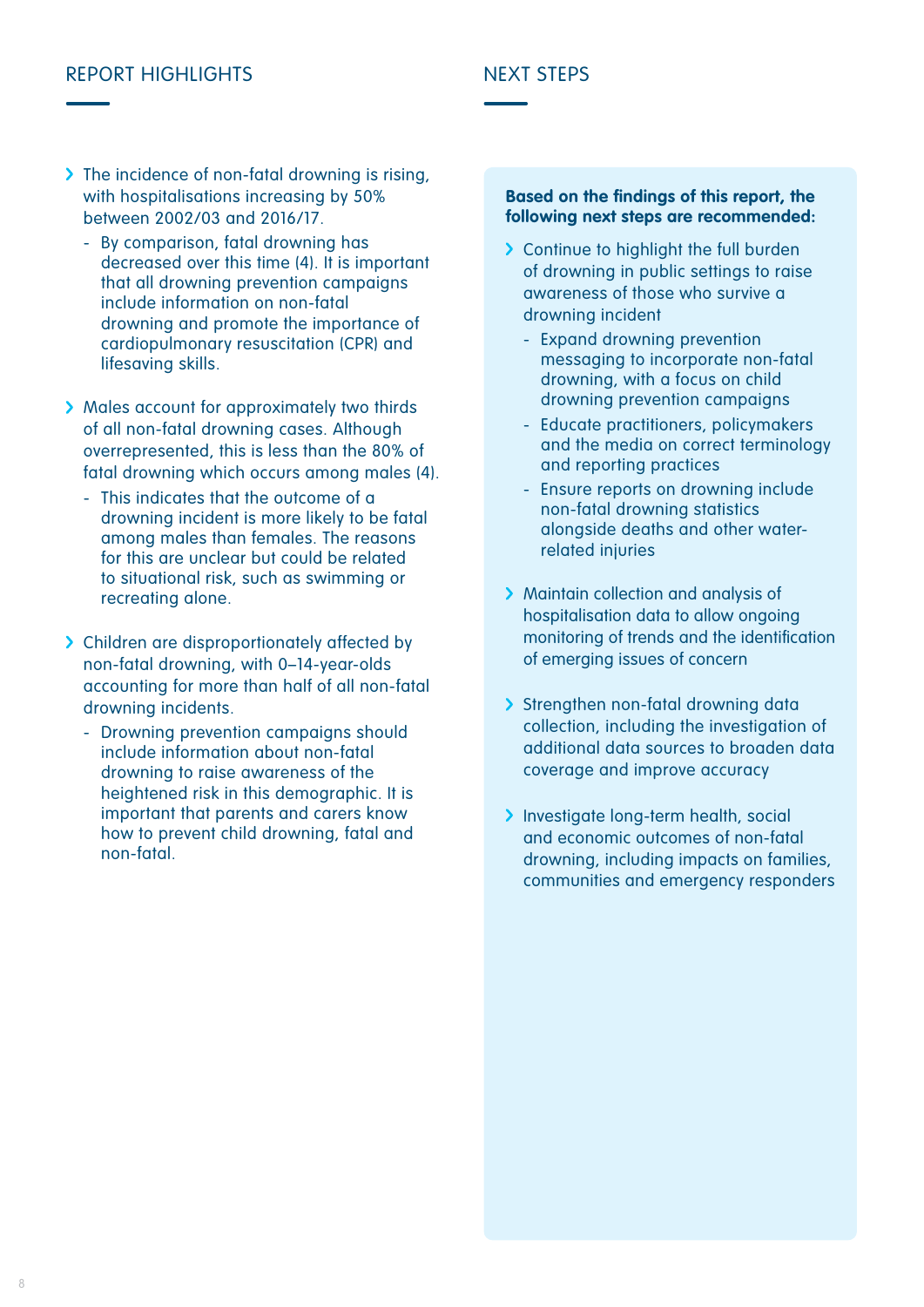## REPORT HIGHLIGHTS

- The incidence of non-fatal drowning is rising, with hospitalisations increasing by 50% between 2002/03 and 2016/17.
  - By comparison, fatal drowning has decreased over this time (4). It is important that all drowning prevention campaigns include information on non-fatal drowning and promote the importance of cardiopulmonary resuscitation (CPR) and lifesaving skills.
- Males account for approximately two thirds of all non-fatal drowning cases. Although overrepresented, this is less than the 80% of fatal drowning which occurs among males (4).
  - This indicates that the outcome of a drowning incident is more likely to be fatal among males than females. The reasons for this are unclear but could be related to situational risk, such as swimming or recreating alone.
- Children are disproportionately affected by non-fatal drowning, with 0–14-year-olds accounting for more than half of all non-fatal drowning incidents.
  - Drowning prevention campaigns should include information about non-fatal drowning to raise awareness of the heightened risk in this demographic. It is important that parents and carers know how to prevent child drowning, fatal and non-fatal.

## NEXT STEPS

**Based on the findings of this report, the following next steps are recommended:**

- Continue to highlight the full burden of drowning in public settings to raise awareness of those who survive a drowning incident
  - Expand drowning prevention messaging to incorporate non-fatal drowning, with a focus on child drowning prevention campaigns
  - Educate practitioners, policymakers and the media on correct terminology and reporting practices
  - Ensure reports on drowning include non-fatal drowning statistics alongside deaths and other water-related injuries
- Maintain collection and analysis of hospitalisation data to allow ongoing monitoring of trends and the identification of emerging issues of concern
- Strengthen non-fatal drowning data collection, including the investigation of additional data sources to broaden data coverage and improve accuracy
- Investigate long-term health, social and economic outcomes of non-fatal drowning, including impacts on families, communities and emergency responders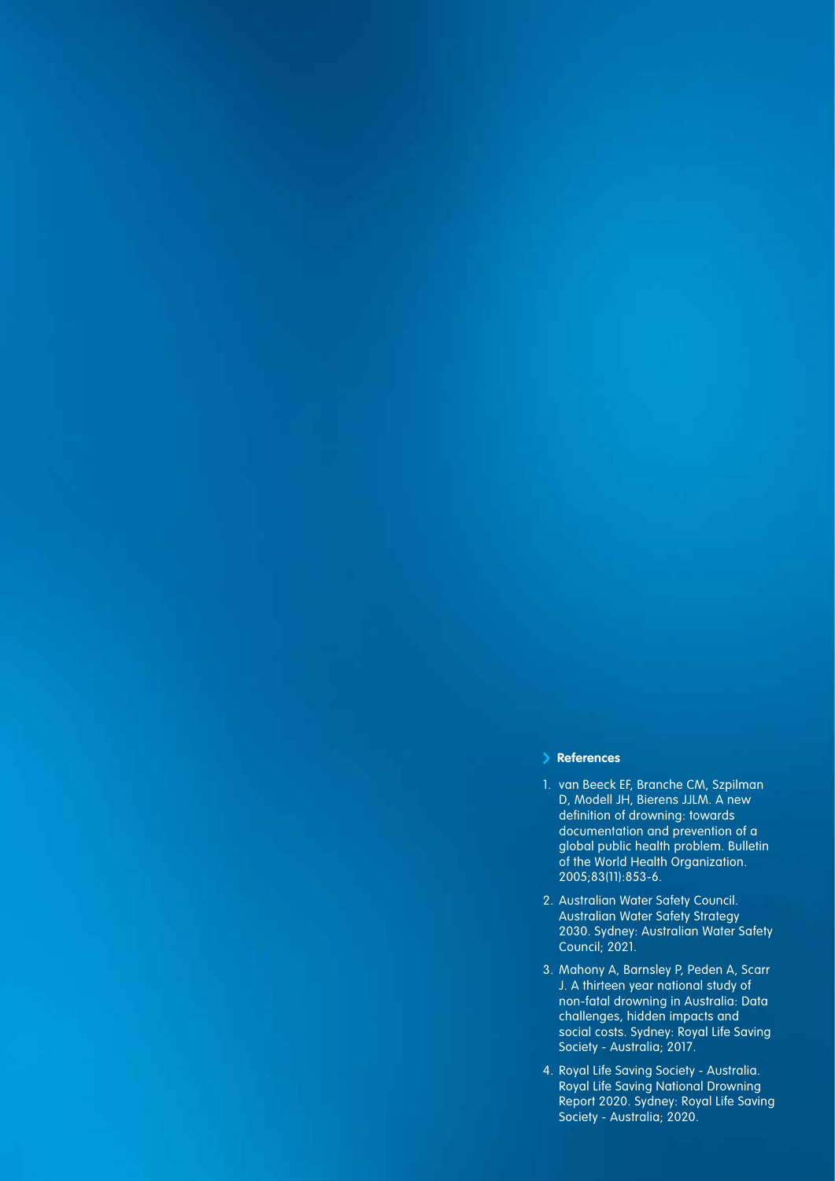## References

1. van Beeck EF, Branche CM, Szpilman D, Modell JH, Bierens JJLM. A new definition of drowning: towards documentation and prevention of a global public health problem. Bulletin of the World Health Organization. 2005;83(11):853-6.
2. Australian Water Safety Council. Australian Water Safety Strategy 2030. Sydney: Australian Water Safety Council; 2021.
3. Mahony A, Barnsley P, Peden A, Scarr J. A thirteen year national study of non-fatal drowning in Australia: Data challenges, hidden impacts and social costs. Sydney: Royal Life Saving Society - Australia; 2017.
4. Royal Life Saving Society - Australia. Royal Life Saving National Drowning Report 2020. Sydney: Royal Life Saving Society - Australia; 2020.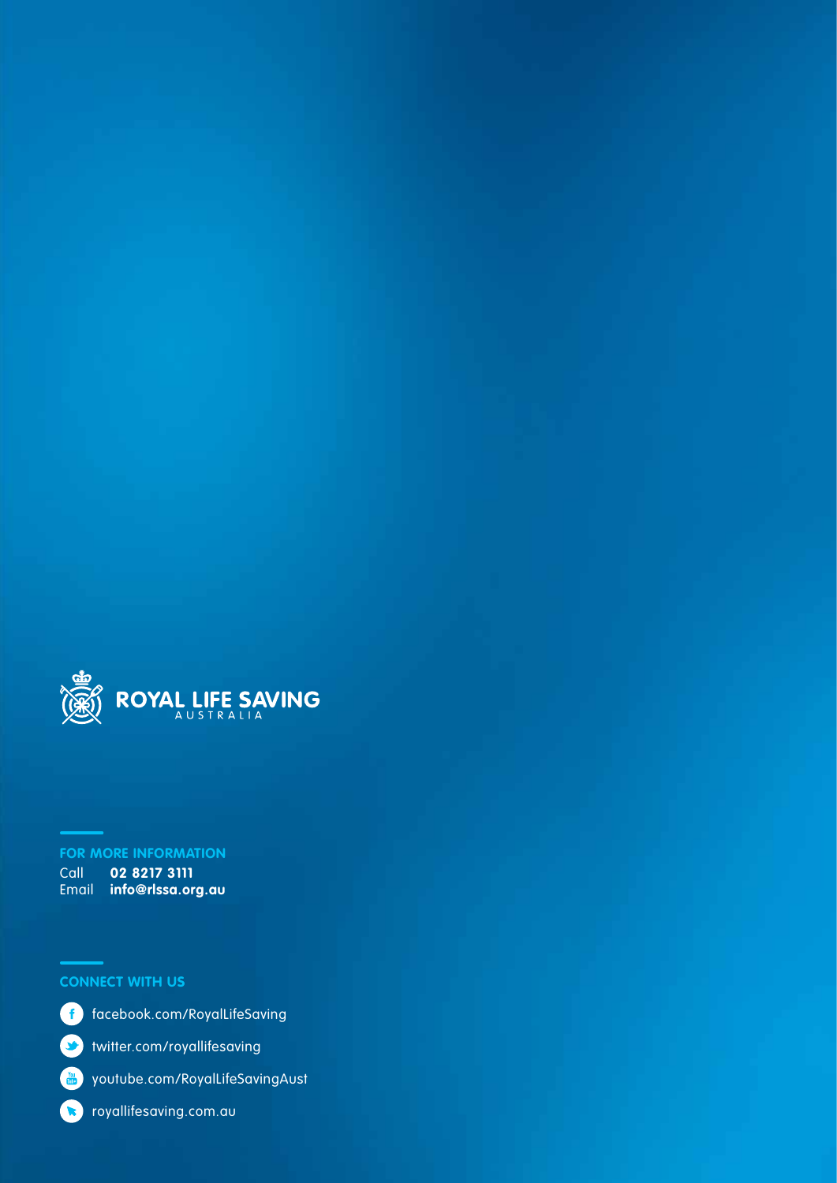ROYAL LIFE SAVING AUSTRALIA

## FOR MORE INFORMATION

Call **02 8217 3111**
Email **info@rlssa.org.au**

## CONNECT WITH US

facebook.com/RoyalLifeSaving

twitter.com/royallifesaving

youtube.com/RoyalLifeSavingAust

royallifesaving.com.au